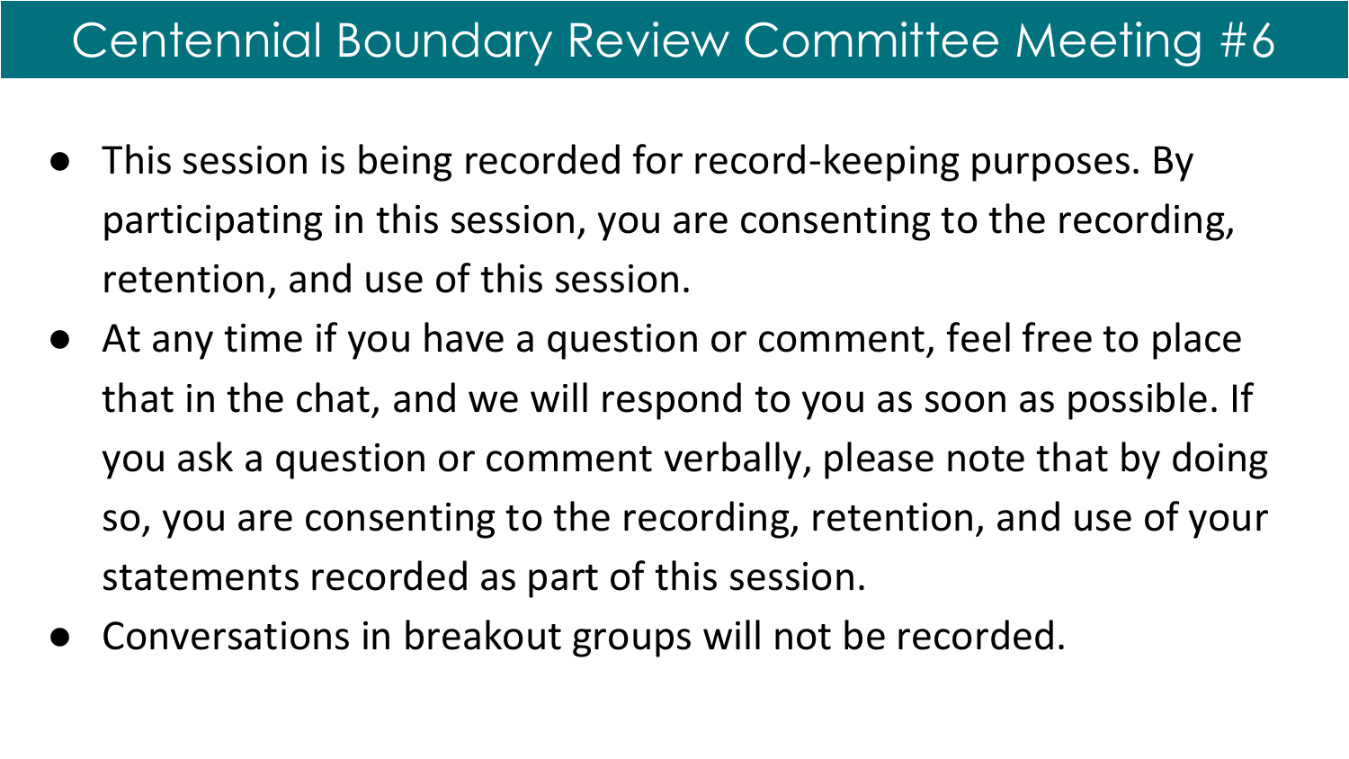# Centennial Boundary Review Committee Meeting #6

- This session is being recorded for record-keeping purposes. By participating in this session, you are consenting to the recording, retention, and use of this session.
- At any time if you have a question or comment, feel free to place that in the chat, and we will respond to you as soon as possible. If you ask a question or comment verbally, please note that by doing so, you are consenting to the recording, retention, and use of your statements recorded as part of this session.
- Conversations in breakout groups will not be recorded.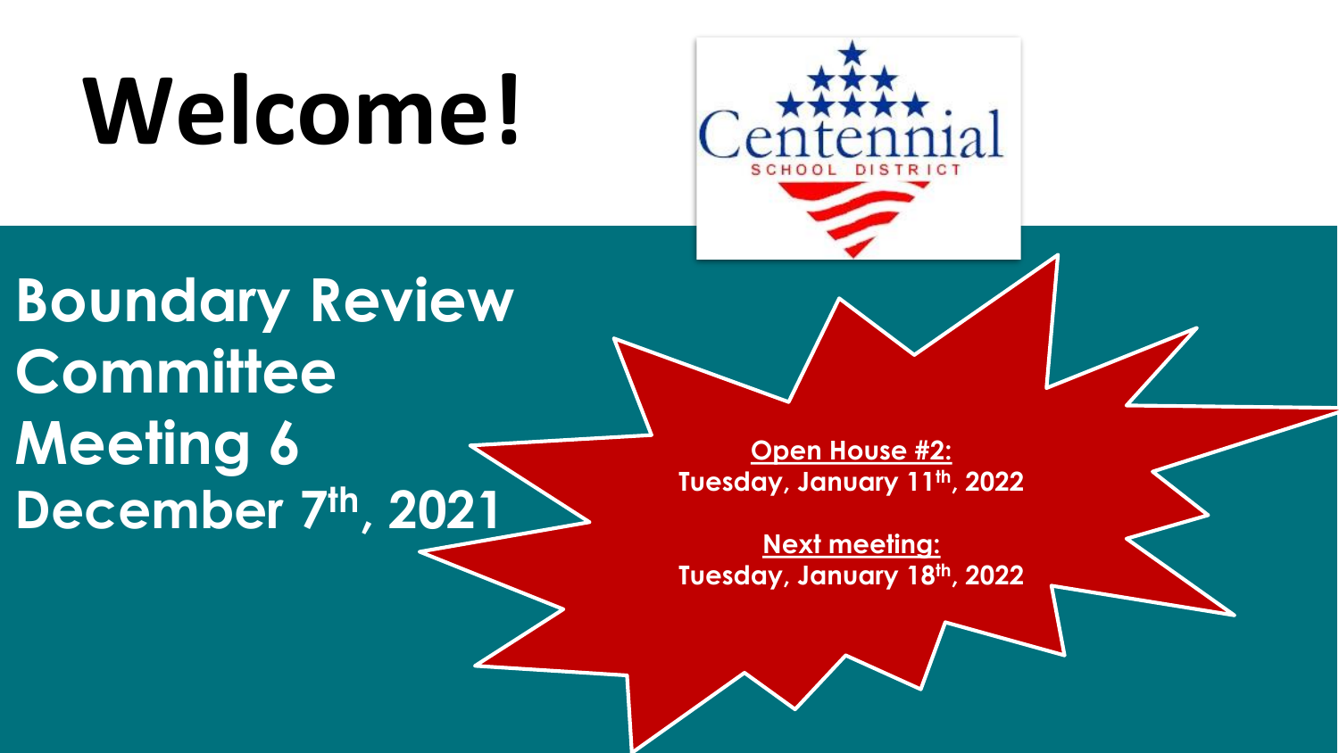# Welcome!

Centennial
SCHOOL DISTRICT

## Boundary Review Committee Meeting 6

**December 7th, 2021**

**Open House #2:**
**Tuesday, January 11th, 2022**

**Next meeting:**
**Tuesday, January 18th, 2022**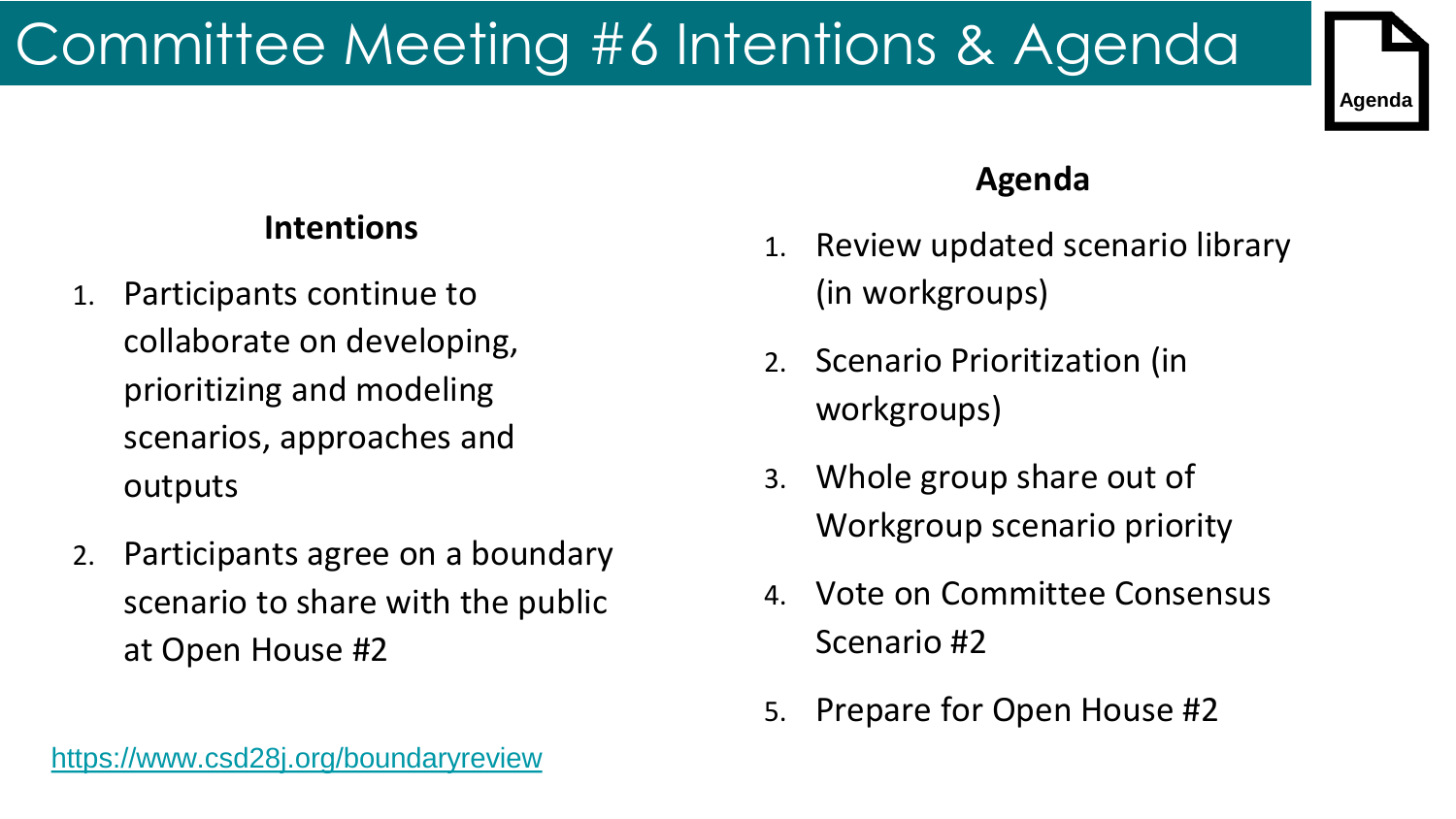# Committee Meeting #6 Intentions & Agenda

Agenda

### Intentions

1. Participants continue to collaborate on developing, prioritizing and modeling scenarios, approaches and outputs
2. Participants agree on a boundary scenario to share with the public at Open House #2

https://www.csd28j.org/boundaryreview

### Agenda

1. Review updated scenario library (in workgroups)
2. Scenario Prioritization (in workgroups)
3. Whole group share out of Workgroup scenario priority
4. Vote on Committee Consensus Scenario #2
5. Prepare for Open House #2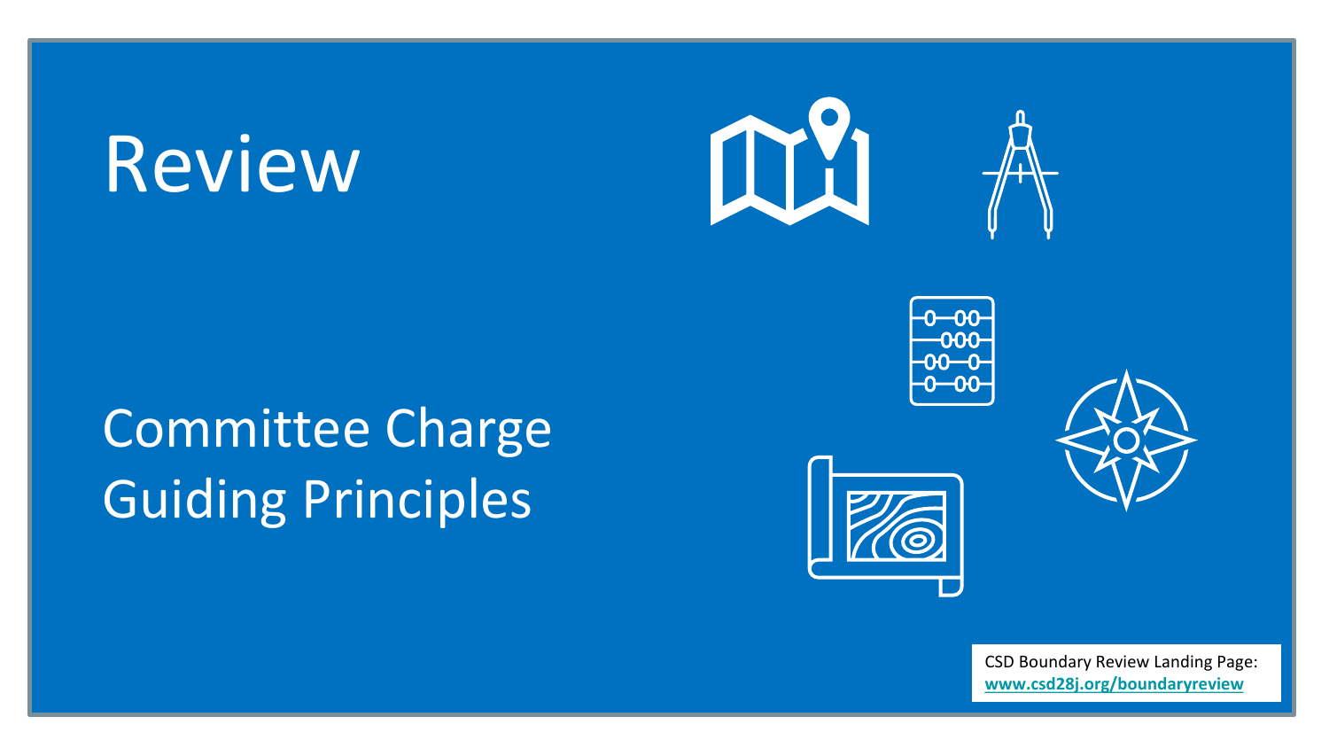# Review

## Committee Charge
## Guiding Principles

CSD Boundary Review Landing Page:
**www.csd28j.org/boundaryreview**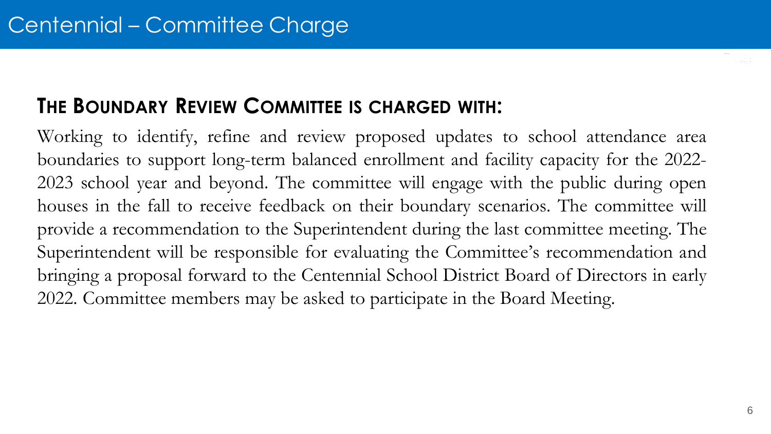# Centennial – Committee Charge

## THE BOUNDARY REVIEW COMMITTEE IS CHARGED WITH:

Working to identify, refine and review proposed updates to school attendance area boundaries to support long-term balanced enrollment and facility capacity for the 2022-2023 school year and beyond. The committee will engage with the public during open houses in the fall to receive feedback on their boundary scenarios. The committee will provide a recommendation to the Superintendent during the last committee meeting. The Superintendent will be responsible for evaluating the Committee's recommendation and bringing a proposal forward to the Centennial School District Board of Directors in early 2022. Committee members may be asked to participate in the Board Meeting.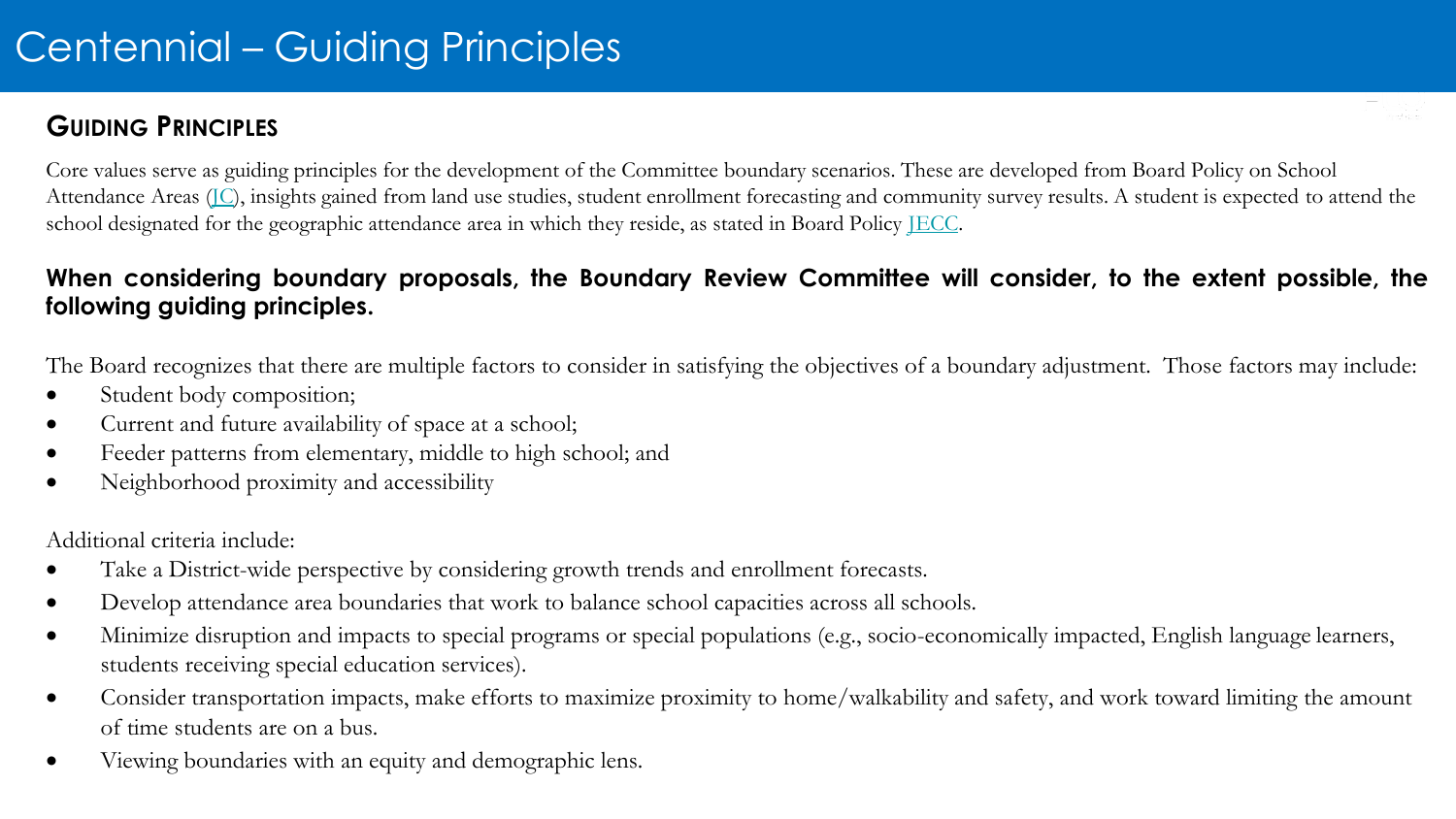# Centennial – Guiding Principles

## Guiding Principles

Core values serve as guiding principles for the development of the Committee boundary scenarios. These are developed from Board Policy on School Attendance Areas (JC), insights gained from land use studies, student enrollment forecasting and community survey results. A student is expected to attend the school designated for the geographic attendance area in which they reside, as stated in Board Policy JECC.

**When considering boundary proposals, the Boundary Review Committee will consider, to the extent possible, the following guiding principles.**

The Board recognizes that there are multiple factors to consider in satisfying the objectives of a boundary adjustment. Those factors may include:

- Student body composition;
- Current and future availability of space at a school;
- Feeder patterns from elementary, middle to high school; and
- Neighborhood proximity and accessibility

Additional criteria include:

- Take a District-wide perspective by considering growth trends and enrollment forecasts.
- Develop attendance area boundaries that work to balance school capacities across all schools.
- Minimize disruption and impacts to special programs or special populations (e.g., socio-economically impacted, English language learners, students receiving special education services).
- Consider transportation impacts, make efforts to maximize proximity to home/walkability and safety, and work toward limiting the amount of time students are on a bus.
- Viewing boundaries with an equity and demographic lens.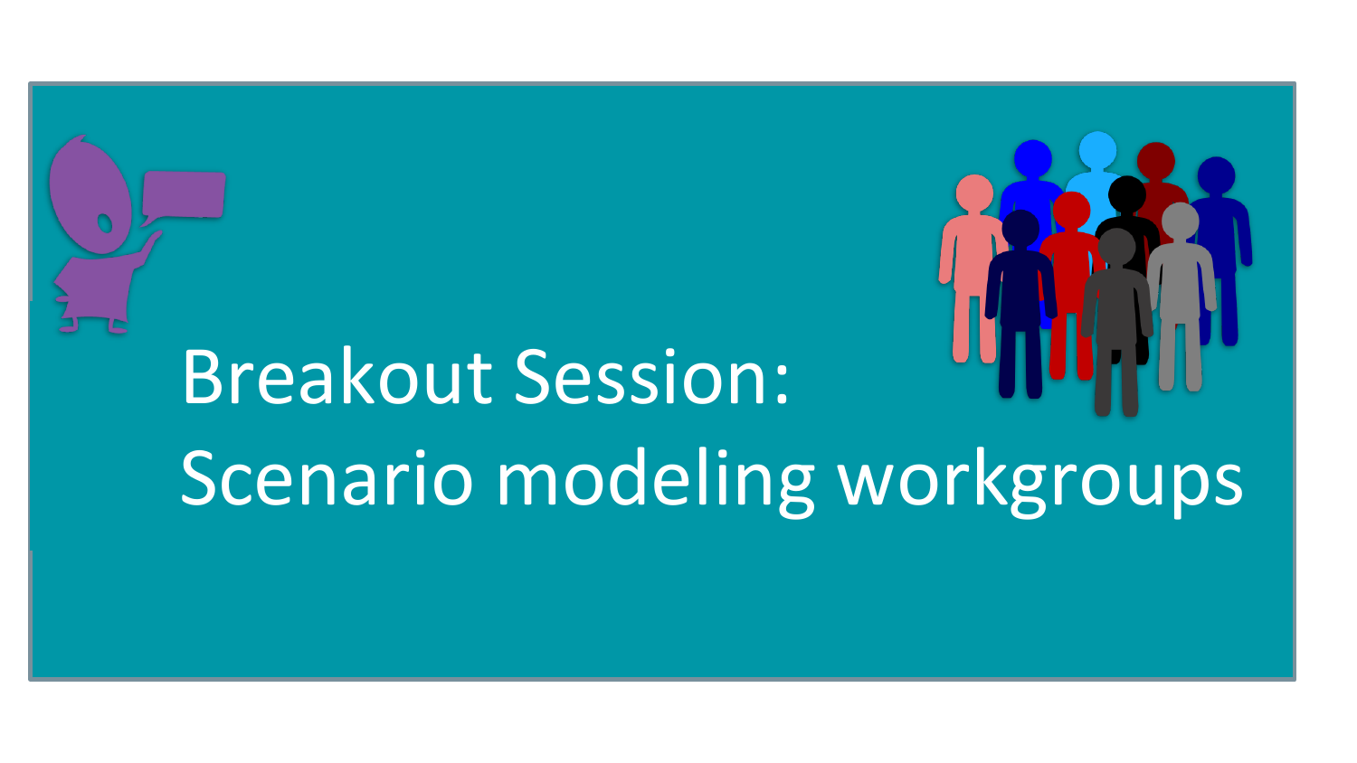# Breakout Session: Scenario modeling workgroups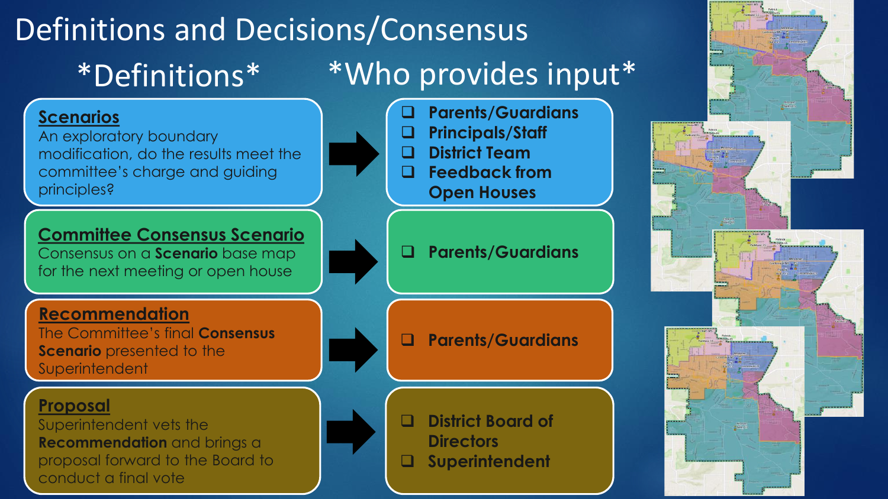# Definitions and Decisions/Consensus

| *Definitions* | *Who provides input* |
| --- | --- |
| **Scenarios** An exploratory boundary modification, do the results meet the committee's charge and guiding principles? | Parents/Guardians; Principals/Staff; District Team; Feedback from Open Houses |
| **Committee Consensus Scenario** Consensus on a **Scenario** base map for the next meeting or open house | Parents/Guardians |
| **Recommendation** The Committee's final **Consensus Scenario** presented to the Superintendent | Parents/Guardians |
| **Proposal** Superintendent vets the **Recommendation** and brings a proposal forward to the Board to conduct a final vote | District Board of Directors; Superintendent |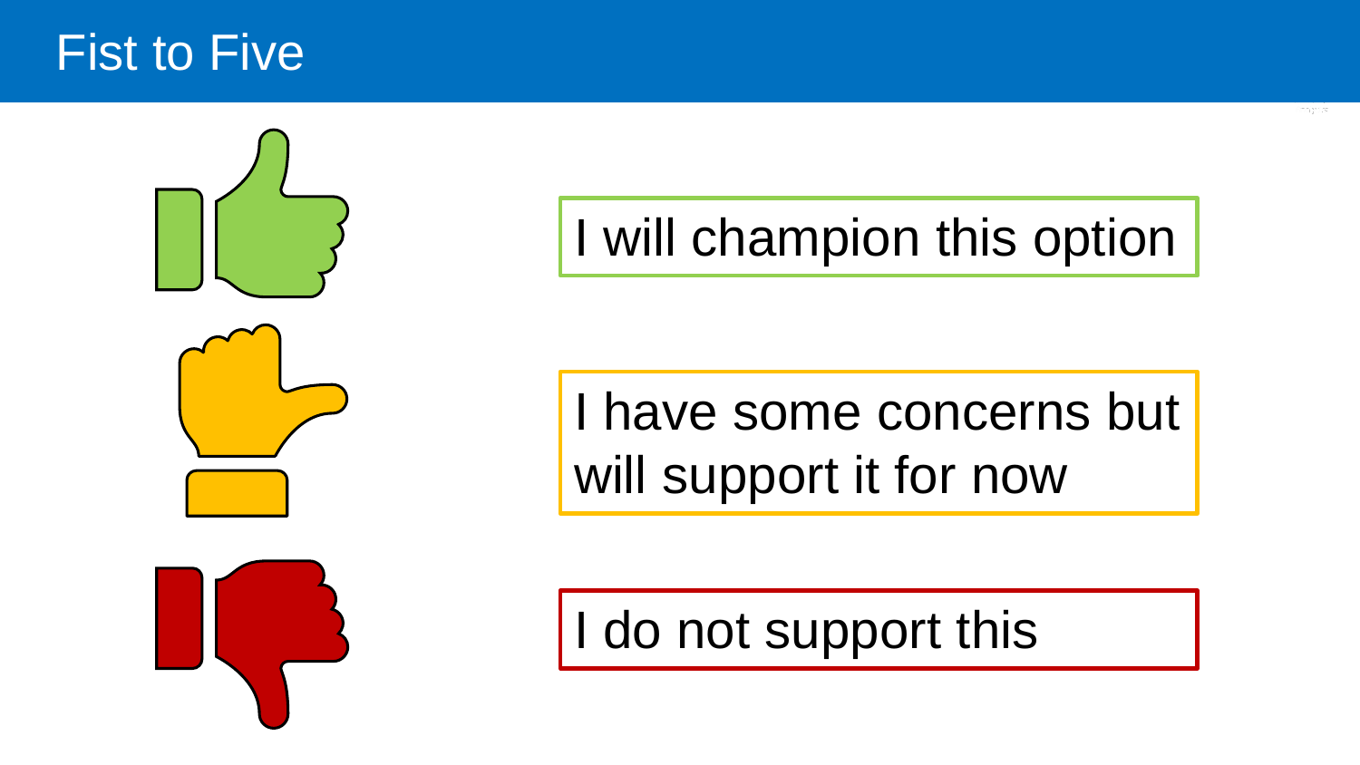# Fist to Five

I will champion this option

I have some concerns but will support it for now

I do not support this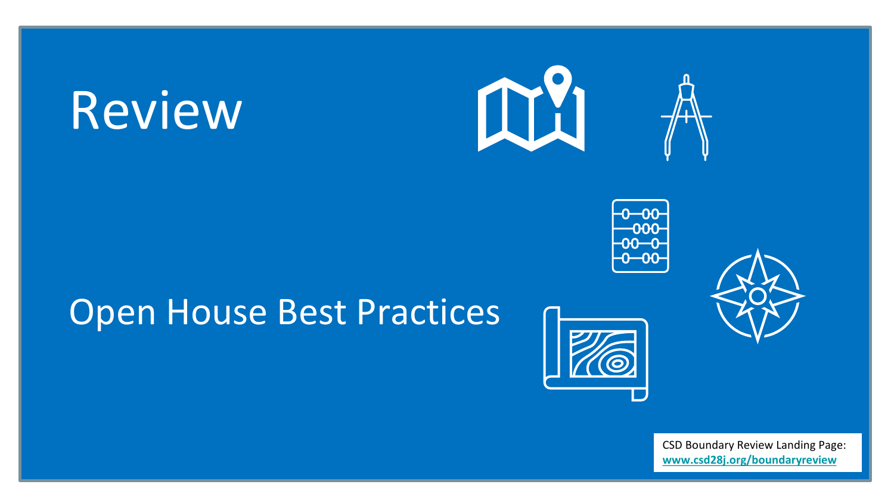# Review

## Open House Best Practices

CSD Boundary Review Landing Page:
**www.csd28j.org/boundaryreview**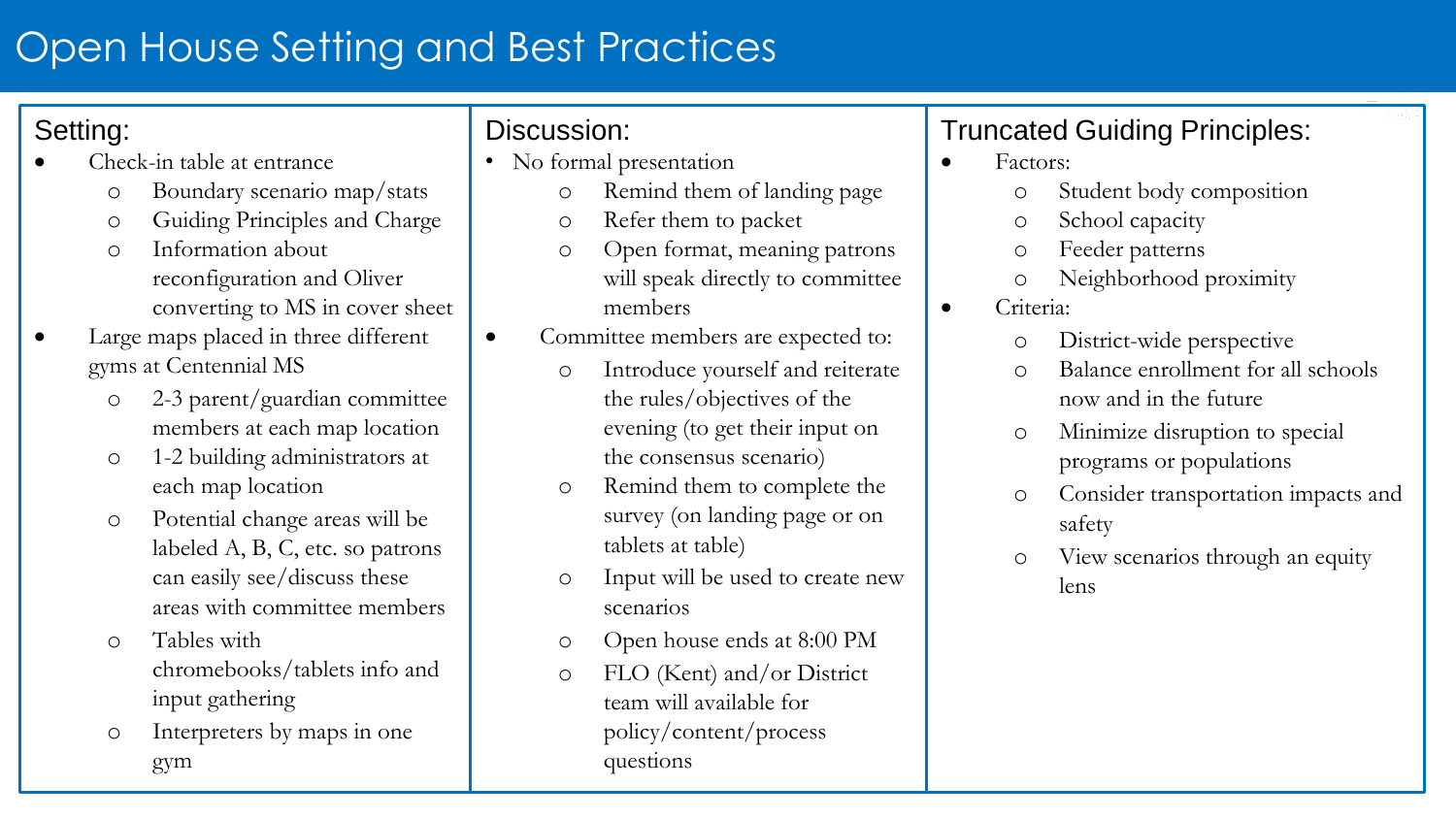# Open House Setting and Best Practices

## Setting:

- Check-in table at entrance
  - Boundary scenario map/stats
  - Guiding Principles and Charge
  - Information about reconfiguration and Oliver converting to MS in cover sheet
- Large maps placed in three different gyms at Centennial MS
  - 2-3 parent/guardian committee members at each map location
  - 1-2 building administrators at each map location
  - Potential change areas will be labeled A, B, C, etc. so patrons can easily see/discuss these areas with committee members
  - Tables with chromebooks/tablets info and input gathering
  - Interpreters by maps in one gym

## Discussion:

- No formal presentation
  - Remind them of landing page
  - Refer them to packet
  - Open format, meaning patrons will speak directly to committee members
- Committee members are expected to:
  - Introduce yourself and reiterate the rules/objectives of the evening (to get their input on the consensus scenario)
  - Remind them to complete the survey (on landing page or on tablets at table)
  - Input will be used to create new scenarios
  - Open house ends at 8:00 PM
  - FLO (Kent) and/or District team will available for policy/content/process questions

## Truncated Guiding Principles:

- Factors:
  - Student body composition
  - School capacity
  - Feeder patterns
  - Neighborhood proximity
- Criteria:
  - District-wide perspective
  - Balance enrollment for all schools now and in the future
  - Minimize disruption to special programs or populations
  - Consider transportation impacts and safety
  - View scenarios through an equity lens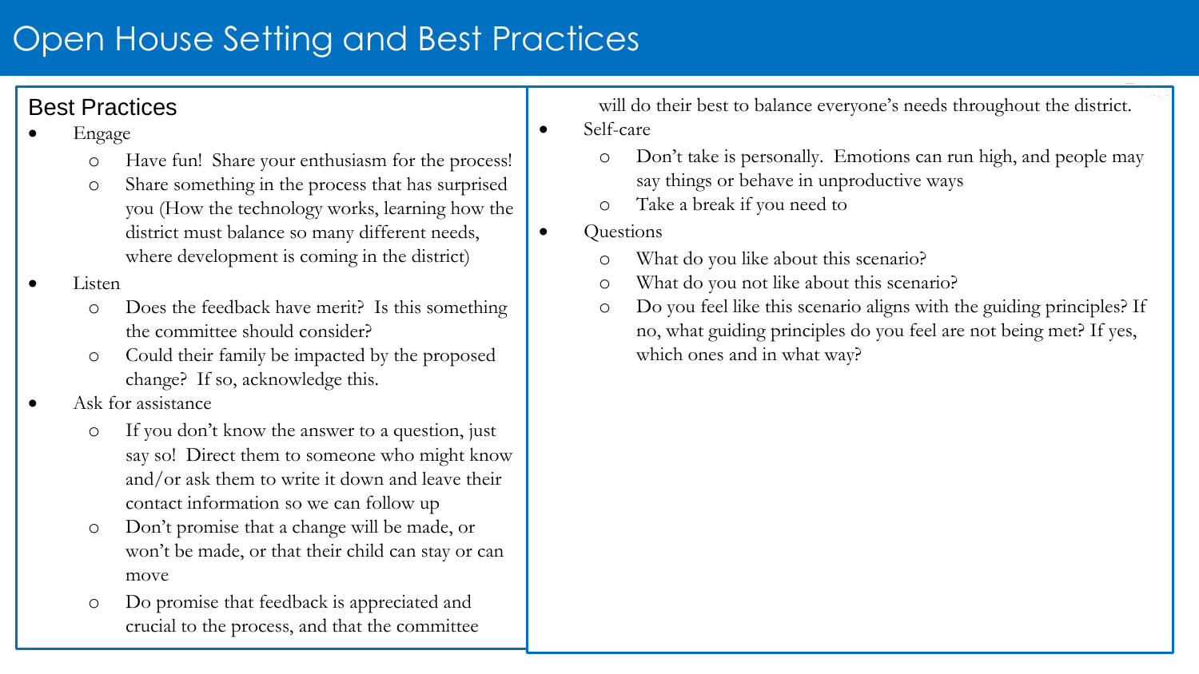# Open House Setting and Best Practices

## Best Practices

- Engage
  - Have fun! Share your enthusiasm for the process!
  - Share something in the process that has surprised you (How the technology works, learning how the district must balance so many different needs, where development is coming in the district)
- Listen
  - Does the feedback have merit? Is this something the committee should consider?
  - Could their family be impacted by the proposed change? If so, acknowledge this.
- Ask for assistance
  - If you don't know the answer to a question, just say so! Direct them to someone who might know and/or ask them to write it down and leave their contact information so we can follow up
  - Don't promise that a change will be made, or won't be made, or that their child can stay or can move
  - Do promise that feedback is appreciated and crucial to the process, and that the committee will do their best to balance everyone's needs throughout the district.
- Self-care
  - Don't take is personally. Emotions can run high, and people may say things or behave in unproductive ways
  - Take a break if you need to
- Questions
  - What do you like about this scenario?
  - What do you not like about this scenario?
  - Do you feel like this scenario aligns with the guiding principles? If no, what guiding principles do you feel are not being met? If yes, which ones and in what way?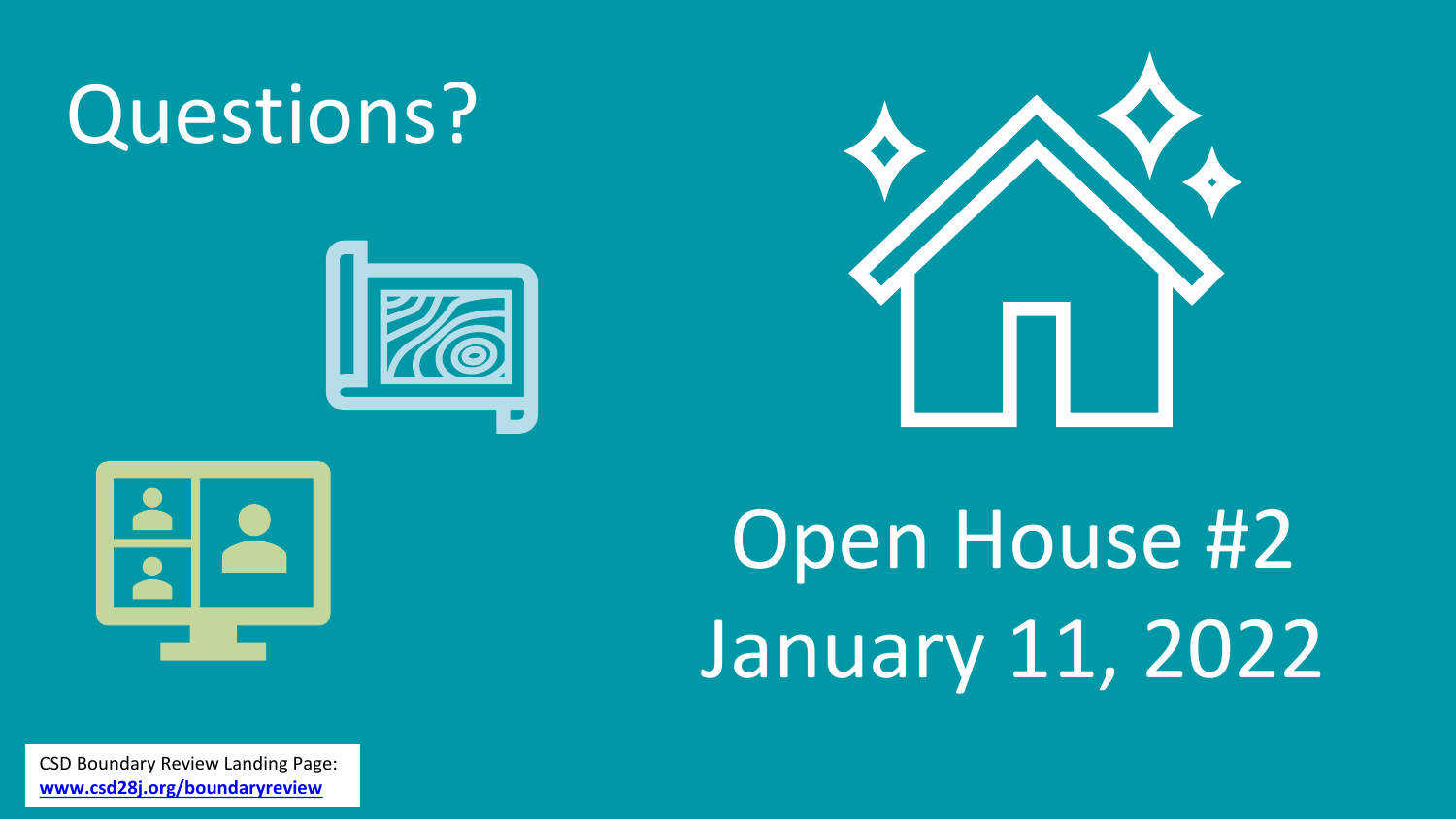# Questions?

# Open House #2
# January 11, 2022

CSD Boundary Review Landing Page:
**www.csd28j.org/boundaryreview**